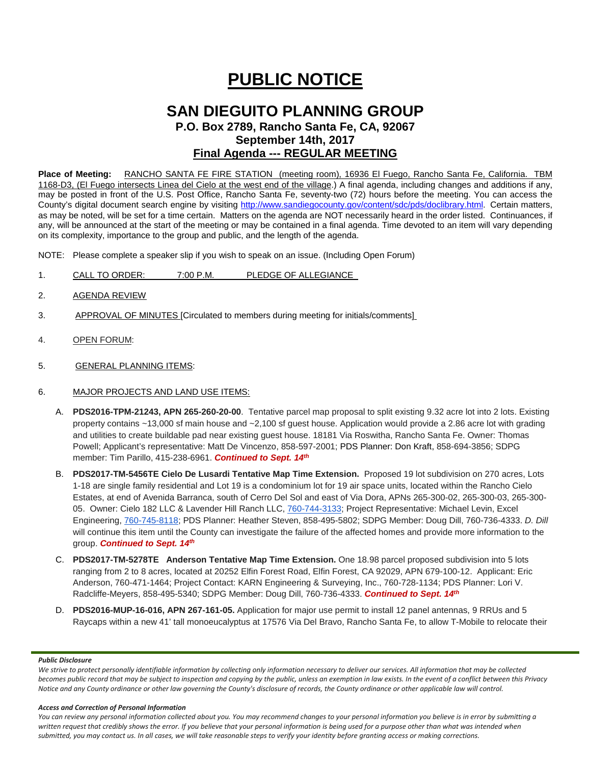# PUBLIC NOTICE

## SAN DIEGUITO PLANNING GROUP

### P.O. Box 2789, Rancho Santa Fe, CA, 92067

### September 14th, 2017

### Final Agenda --- REGULAR MEETING

**Place of Meeting:** RANCHO SANTA FE FIRE STATION (meeting room), 16936 El Fuego, Rancho Santa Fe, California. TBM 1168-D3, (El Fuego intersects Linea del Cielo at the west end of the village.) A final agenda, including changes and additions if any, may be posted in front of the U.S. Post Office, Rancho Santa Fe, seventy-two (72) hours before the meeting. You can access the County's digital document search engine by visiting http://www.sandiegocounty.gov/content/sdc/pds/doclibrary.html. Certain matters, as may be noted, will be set for a time certain. Matters on the agenda are NOT necessarily heard in the order listed. Continuances, if any, will be announced at the start of the meeting or may be contained in a final agenda. Time devoted to an item will vary depending on its complexity, importance to the group and public, and the length of the agenda.

NOTE: Please complete a speaker slip if you wish to speak on an issue. (Including Open Forum)

1. CALL TO ORDER: 7:00 P.M. PLEDGE OF ALLEGIANCE

2. AGENDA REVIEW

3. APPROVAL OF MINUTES [Circulated to members during meeting for initials/comments]

4. OPEN FORUM:

5. GENERAL PLANNING ITEMS:

6. MAJOR PROJECTS AND LAND USE ITEMS:

   A. **PDS2016-TPM-21243, APN 265-260-20-00**. Tentative parcel map proposal to split existing 9.32 acre lot into 2 lots. Existing property contains ~13,000 sf main house and ~2,100 sf guest house. Application would provide a 2.86 acre lot with grading and utilities to create buildable pad near existing guest house. 18181 Via Roswitha, Rancho Santa Fe. Owner: Thomas Powell; Applicant's representative: Matt De Vincenzo, 858-597-2001; PDS Planner: Don Kraft, 858-694-3856; SDPG member: Tim Parillo, 415-238-6961. ***Continued to Sept. 14th***

   B. **PDS2017-TM-5456TE Cielo De Lusardi Tentative Map Time Extension.** Proposed 19 lot subdivision on 270 acres, Lots 1-18 are single family residential and Lot 19 is a condominium lot for 19 air space units, located within the Rancho Cielo Estates, at end of Avenida Barranca, south of Cerro Del Sol and east of Via Dora, APNs 265-300-02, 265-300-03, 265-300-05. Owner: Cielo 182 LLC & Lavender Hill Ranch LLC, 760-744-3133; Project Representative: Michael Levin, Excel Engineering, 760-745-8118; PDS Planner: Heather Steven, 858-495-5802; SDPG Member: Doug Dill, 760-736-4333. *D. Dill* will continue this item until the County can investigate the failure of the affected homes and provide more information to the group. ***Continued to Sept. 14th***

   C. **PDS2017-TM-5278TE Anderson Tentative Map Time Extension.** One 18.98 parcel proposed subdivision into 5 lots ranging from 2 to 8 acres, located at 20252 Elfin Forest Road, Elfin Forest, CA 92029, APN 679-100-12. Applicant: Eric Anderson, 760-471-1464; Project Contact: KARN Engineering & Surveying, Inc., 760-728-1134; PDS Planner: Lori V. Radcliffe-Meyers, 858-495-5340; SDPG Member: Doug Dill, 760-736-4333. ***Continued to Sept. 14th***

   D. **PDS2016-MUP-16-016, APN 267-161-05.** Application for major use permit to install 12 panel antennas, 9 RRUs and 5 Raycaps within a new 41' tall monoeucalyptus at 17576 Via Del Bravo, Rancho Santa Fe, to allow T-Mobile to relocate their

***Public Disclosure***

*We strive to protect personally identifiable information by collecting only information necessary to deliver our services. All information that may be collected becomes public record that may be subject to inspection and copying by the public, unless an exemption in law exists. In the event of a conflict between this Privacy Notice and any County ordinance or other law governing the County's disclosure of records, the County ordinance or other applicable law will control.*

***Access and Correction of Personal Information***

*You can review any personal information collected about you. You may recommend changes to your personal information you believe is in error by submitting a written request that credibly shows the error. If you believe that your personal information is being used for a purpose other than what was intended when submitted, you may contact us. In all cases, we will take reasonable steps to verify your identity before granting access or making corrections.*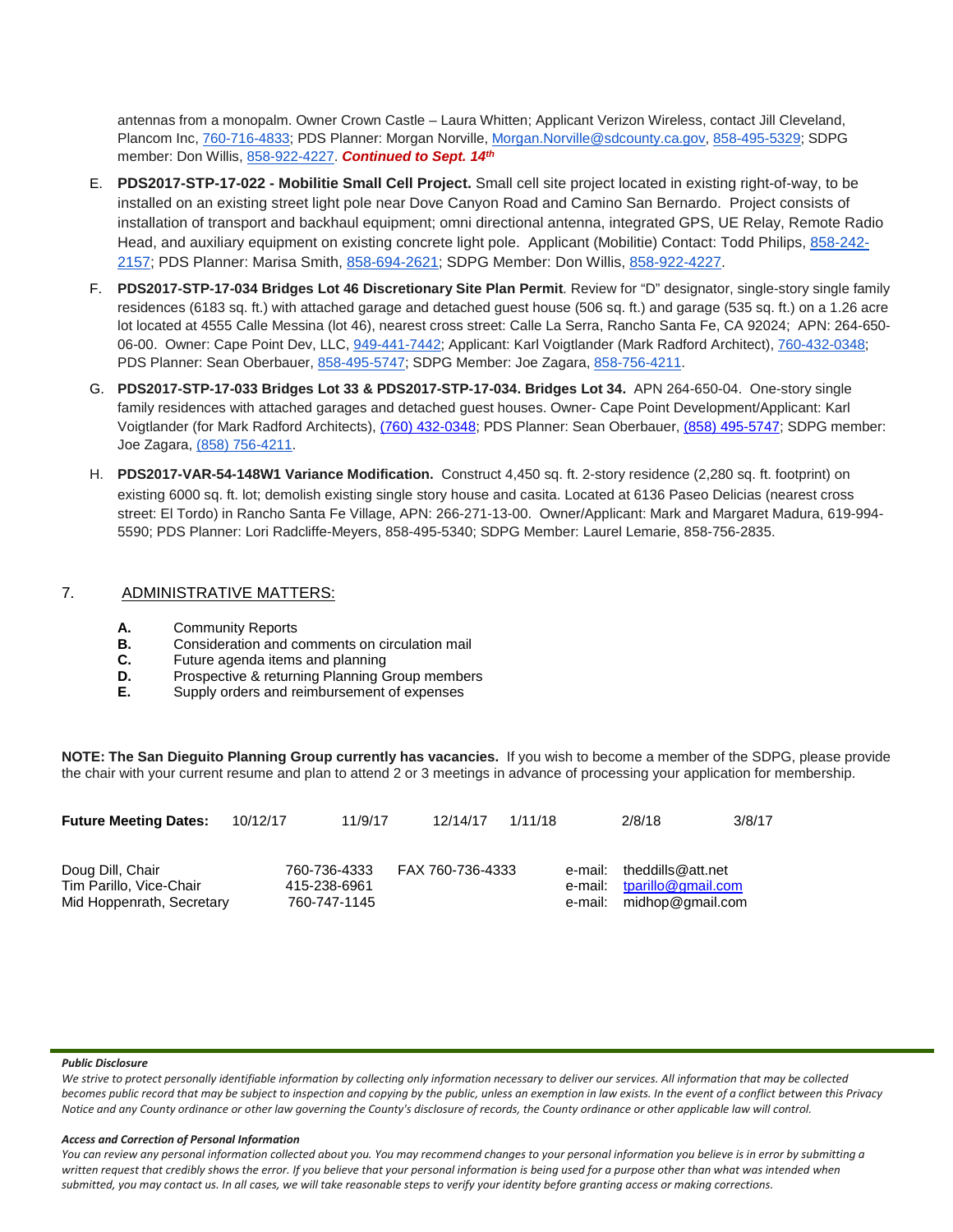antennas from a monopalm. Owner Crown Castle – Laura Whitten; Applicant Verizon Wireless, contact Jill Cleveland, Plancom Inc, 760-716-4833; PDS Planner: Morgan Norville, Morgan.Norville@sdcounty.ca.gov, 858-495-5329; SDPG member: Don Willis, 858-922-4227. ***Continued to Sept. 14th***

E. **PDS2017-STP-17-022 - Mobilitie Small Cell Project.** Small cell site project located in existing right-of-way, to be installed on an existing street light pole near Dove Canyon Road and Camino San Bernardo. Project consists of installation of transport and backhaul equipment; omni directional antenna, integrated GPS, UE Relay, Remote Radio Head, and auxiliary equipment on existing concrete light pole. Applicant (Mobilitie) Contact: Todd Philips, 858-242-2157; PDS Planner: Marisa Smith, 858-694-2621; SDPG Member: Don Willis, 858-922-4227.

F. **PDS2017-STP-17-034 Bridges Lot 46 Discretionary Site Plan Permit**. Review for "D" designator, single-story single family residences (6183 sq. ft.) with attached garage and detached guest house (506 sq. ft.) and garage (535 sq. ft.) on a 1.26 acre lot located at 4555 Calle Messina (lot 46), nearest cross street: Calle La Serra, Rancho Santa Fe, CA 92024; APN: 264-650-06-00. Owner: Cape Point Dev, LLC, 949-441-7442; Applicant: Karl Voigtlander (Mark Radford Architect), 760-432-0348; PDS Planner: Sean Oberbauer, 858-495-5747; SDPG Member: Joe Zagara, 858-756-4211.

G. **PDS2017-STP-17-033 Bridges Lot 33 & PDS2017-STP-17-034. Bridges Lot 34.** APN 264-650-04. One-story single family residences with attached garages and detached guest houses. Owner- Cape Point Development/Applicant: Karl Voigtlander (for Mark Radford Architects), (760) 432-0348; PDS Planner: Sean Oberbauer, (858) 495-5747; SDPG member: Joe Zagara, (858) 756-4211.

H. **PDS2017-VAR-54-148W1 Variance Modification.** Construct 4,450 sq. ft. 2-story residence (2,280 sq. ft. footprint) on existing 6000 sq. ft. lot; demolish existing single story house and casita. Located at 6136 Paseo Delicias (nearest cross street: El Tordo) in Rancho Santa Fe Village, APN: 266-271-13-00. Owner/Applicant: Mark and Margaret Madura, 619-994-5590; PDS Planner: Lori Radcliffe-Meyers, 858-495-5340; SDPG Member: Laurel Lemarie, 858-756-2835.

7. ADMINISTRATIVE MATTERS:

- **A.** Community Reports
- **B.** Consideration and comments on circulation mail
- **C.** Future agenda items and planning
- **D.** Prospective & returning Planning Group members
- **E.** Supply orders and reimbursement of expenses

**NOTE: The San Dieguito Planning Group currently has vacancies.** If you wish to become a member of the SDPG, please provide the chair with your current resume and plan to attend 2 or 3 meetings in advance of processing your application for membership.

**Future Meeting Dates:** 10/12/17 11/9/17 12/14/17 1/11/18 2/8/18 3/8/17

| | | | |
|---|---|---|---|
| Doug Dill, Chair | 760-736-4333 | FAX 760-736-4333 | e-mail: theddills@att.net |
| Tim Parillo, Vice-Chair | 415-238-6961 | | e-mail: tparillo@gmail.com |
| Mid Hoppenrath, Secretary | 760-747-1145 | | e-mail: midhop@gmail.com |

***Public Disclosure***

*We strive to protect personally identifiable information by collecting only information necessary to deliver our services. All information that may be collected becomes public record that may be subject to inspection and copying by the public, unless an exemption in law exists. In the event of a conflict between this Privacy Notice and any County ordinance or other law governing the County's disclosure of records, the County ordinance or other applicable law will control.*

***Access and Correction of Personal Information***

*You can review any personal information collected about you. You may recommend changes to your personal information you believe is in error by submitting a written request that credibly shows the error. If you believe that your personal information is being used for a purpose other than what was intended when submitted, you may contact us. In all cases, we will take reasonable steps to verify your identity before granting access or making corrections.*